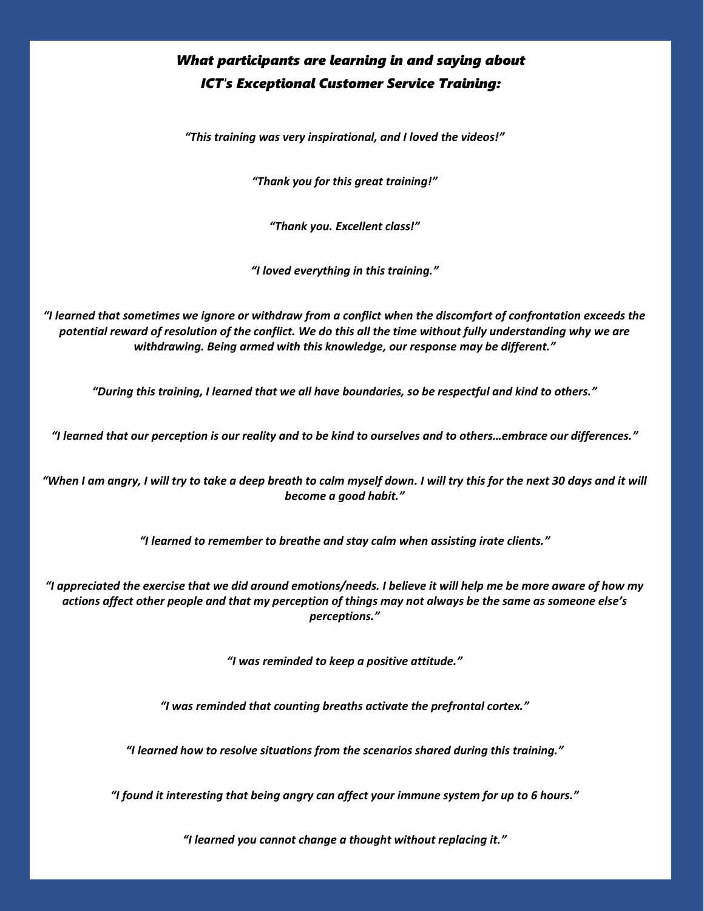## *What participants are learning in and saying about ICT's Exceptional Customer Service Training:*

*"This training was very inspirational, and I loved the videos!"*

*"Thank you for this great training!"*

*"Thank you. Excellent class!"*

*"I loved everything in this training."*

*"I learned that sometimes we ignore or withdraw from a conflict when the discomfort of confrontation exceeds the potential reward of resolution of the conflict. We do this all the time without fully understanding why we are withdrawing. Being armed with this knowledge, our response may be different."*

*"During this training, I learned that we all have boundaries, so be respectful and kind to others."*

*"I learned that our perception is our reality and to be kind to ourselves and to others…embrace our differences."*

*"When I am angry, I will try to take a deep breath to calm myself down. I will try this for the next 30 days and it will become a good habit."*

*"I learned to remember to breathe and stay calm when assisting irate clients."*

*"I appreciated the exercise that we did around emotions/needs. I believe it will help me be more aware of how my actions affect other people and that my perception of things may not always be the same as someone else's perceptions."*

*"I was reminded to keep a positive attitude."*

*"I was reminded that counting breaths activate the prefrontal cortex."*

*"I learned how to resolve situations from the scenarios shared during this training."*

*"I found it interesting that being angry can affect your immune system for up to 6 hours."*

*"I learned you cannot change a thought without replacing it."*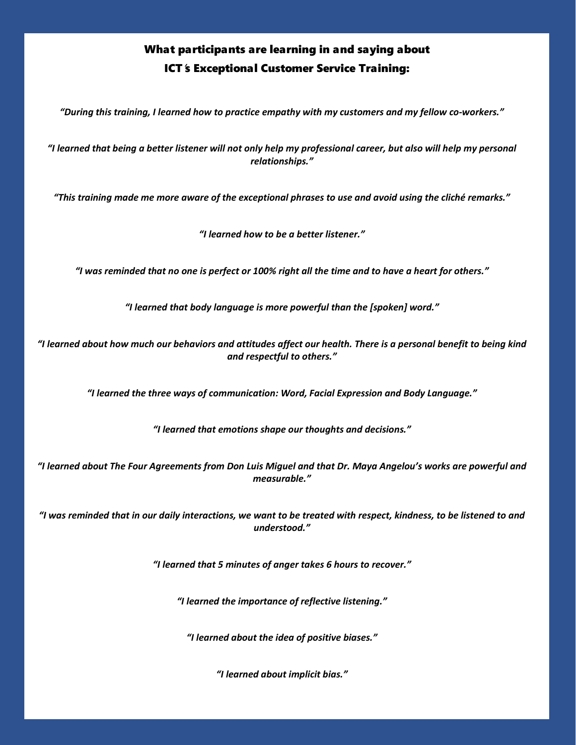## What participants are learning in and saying about ICT's Exceptional Customer Service Training:

*"During this training, I learned how to practice empathy with my customers and my fellow co-workers."*

*"I learned that being a better listener will not only help my professional career, but also will help my personal relationships."*

*"This training made me more aware of the exceptional phrases to use and avoid using the cliché remarks."*

*"I learned how to be a better listener."*

*"I was reminded that no one is perfect or 100% right all the time and to have a heart for others."*

*"I learned that body language is more powerful than the [spoken] word."*

*"I learned about how much our behaviors and attitudes affect our health. There is a personal benefit to being kind and respectful to others."*

*"I learned the three ways of communication: Word, Facial Expression and Body Language."*

*"I learned that emotions shape our thoughts and decisions."*

*"I learned about The Four Agreements from Don Luis Miguel and that Dr. Maya Angelou's works are powerful and measurable."*

*"I was reminded that in our daily interactions, we want to be treated with respect, kindness, to be listened to and understood."*

*"I learned that 5 minutes of anger takes 6 hours to recover."*

*"I learned the importance of reflective listening."*

*"I learned about the idea of positive biases."*

*"I learned about implicit bias."*